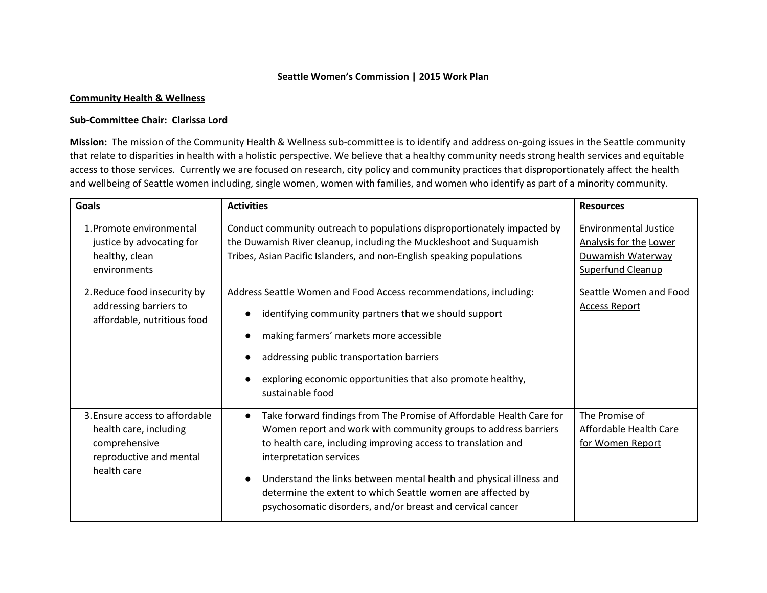# Seattle Women's Commission | 2015 Work Plan

## Community Health & Wellness

**Sub-Committee Chair: Clarissa Lord**

**Mission:** The mission of the Community Health & Wellness sub-committee is to identify and address on-going issues in the Seattle community that relate to disparities in health with a holistic perspective. We believe that a healthy community needs strong health services and equitable access to those services. Currently we are focused on research, city policy and community practices that disproportionately affect the health and wellbeing of Seattle women including, single women, women with families, and women who identify as part of a minority community.

| Goals | Activities | Resources |
| --- | --- | --- |
| 1. Promote environmental justice by advocating for healthy, clean environments | Conduct community outreach to populations disproportionately impacted by the Duwamish River cleanup, including the Muckleshoot and Suquamish Tribes, Asian Pacific Islanders, and non-English speaking populations | Environmental Justice Analysis for the Lower Duwamish Waterway Superfund Cleanup |
| 2. Reduce food insecurity by addressing barriers to affordable, nutritious food | Address Seattle Women and Food Access recommendations, including: <br>● identifying community partners that we should support <br>● making farmers' markets more accessible <br>● addressing public transportation barriers <br>● exploring economic opportunities that also promote healthy, sustainable food | Seattle Women and Food Access Report |
| 3. Ensure access to affordable health care, including comprehensive reproductive and mental health care | ● Take forward findings from The Promise of Affordable Health Care for Women report and work with community groups to address barriers to health care, including improving access to translation and interpretation services <br>● Understand the links between mental health and physical illness and determine the extent to which Seattle women are affected by psychosomatic disorders, and/or breast and cervical cancer | The Promise of Affordable Health Care for Women Report |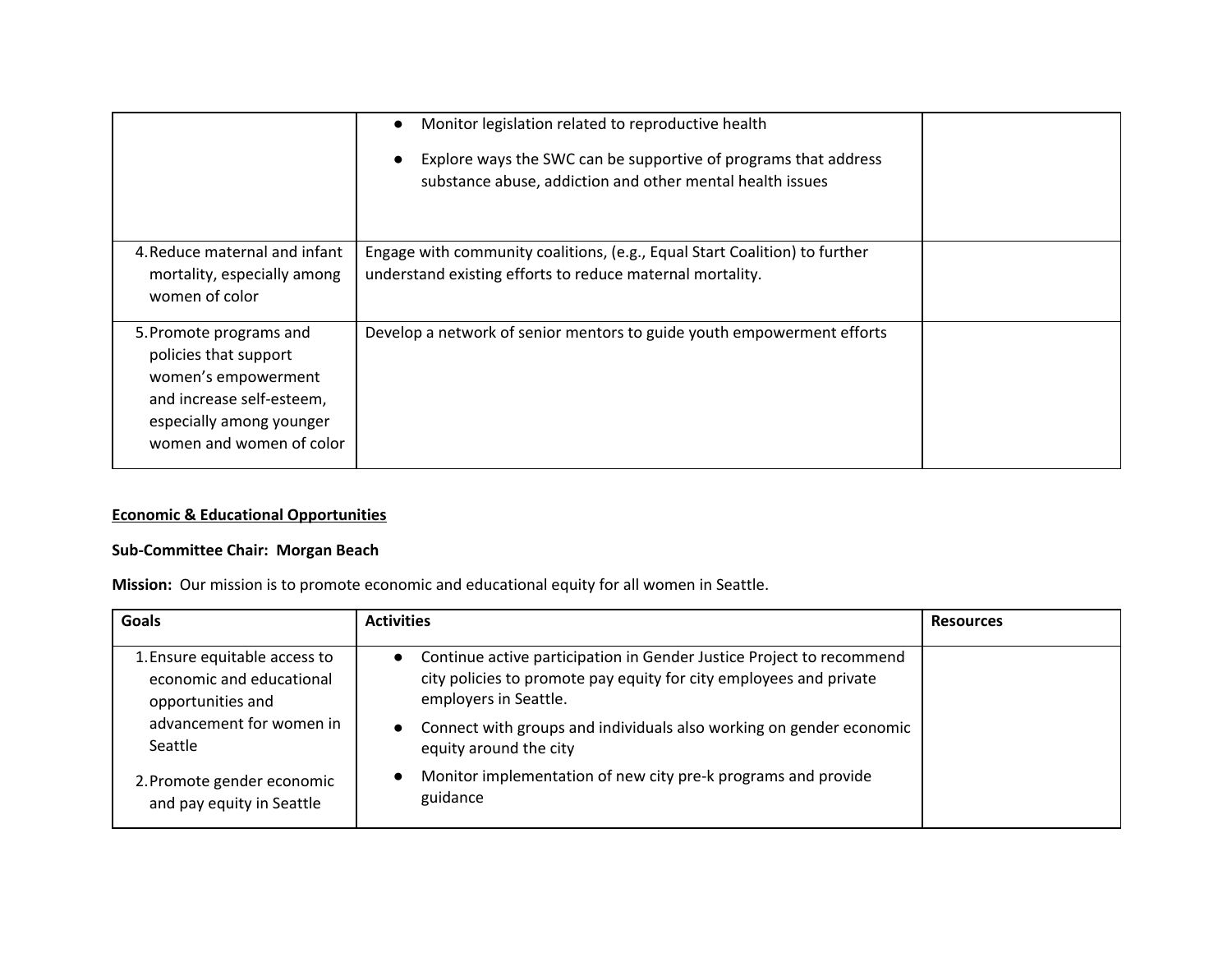| | | |
|---|---|---|
| | • Monitor legislation related to reproductive health<br>• Explore ways the SWC can be supportive of programs that address substance abuse, addiction and other mental health issues | |
| 4. Reduce maternal and infant mortality, especially among women of color | Engage with community coalitions, (e.g., Equal Start Coalition) to further understand existing efforts to reduce maternal mortality. | |
| 5. Promote programs and policies that support women's empowerment and increase self-esteem, especially among younger women and women of color | Develop a network of senior mentors to guide youth empowerment efforts | |

**Economic & Educational Opportunities**

**Sub-Committee Chair: Morgan Beach**

**Mission:** Our mission is to promote economic and educational equity for all women in Seattle.

| Goals | Activities | Resources |
|---|---|---|
| 1. Ensure equitable access to economic and educational opportunities and advancement for women in Seattle<br>2. Promote gender economic and pay equity in Seattle | • Continue active participation in Gender Justice Project to recommend city policies to promote pay equity for city employees and private employers in Seattle.<br>• Connect with groups and individuals also working on gender economic equity around the city<br>• Monitor implementation of new city pre-k programs and provide guidance | |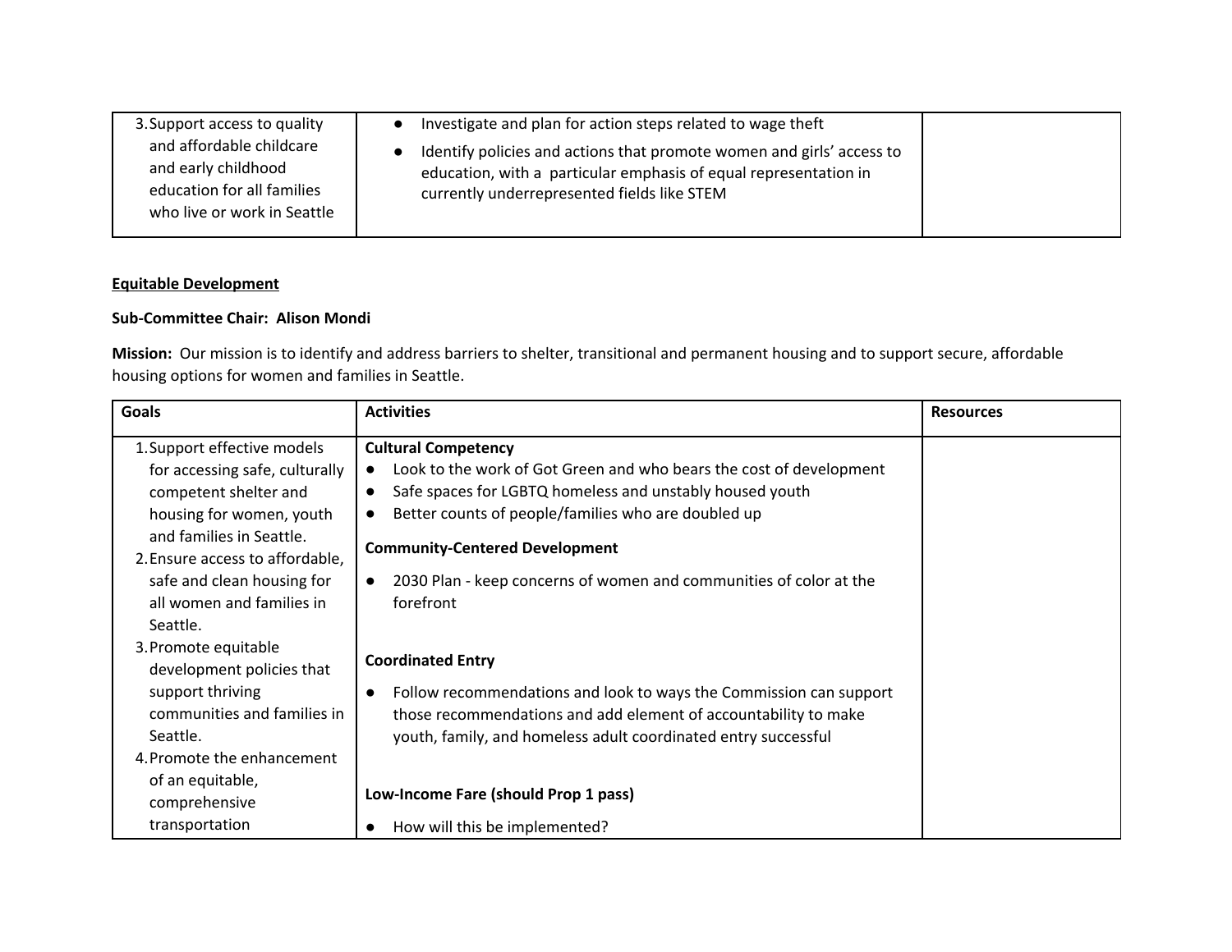| | | |
|---|---|---|
| 3. Support access to quality and affordable childcare and early childhood education for all families who live or work in Seattle | • Investigate and plan for action steps related to wage theft<br>• Identify policies and actions that promote women and girls' access to education, with a particular emphasis of equal representation in currently underrepresented fields like STEM | |

**Equitable Development**

**Sub-Committee Chair: Alison Mondi**

**Mission:** Our mission is to identify and address barriers to shelter, transitional and permanent housing and to support secure, affordable housing options for women and families in Seattle.

| Goals | Activities | Resources |
|---|---|---|
| 1. Support effective models for accessing safe, culturally competent shelter and housing for women, youth and families in Seattle.<br>2. Ensure access to affordable, safe and clean housing for all women and families in Seattle.<br>3. Promote equitable development policies that support thriving communities and families in Seattle.<br>4. Promote the enhancement of an equitable, comprehensive transportation | **Cultural Competency**<br>• Look to the work of Got Green and who bears the cost of development<br>• Safe spaces for LGBTQ homeless and unstably housed youth<br>• Better counts of people/families who are doubled up<br>**Community-Centered Development**<br>• 2030 Plan - keep concerns of women and communities of color at the forefront<br>**Coordinated Entry**<br>• Follow recommendations and look to ways the Commission can support those recommendations and add element of accountability to make youth, family, and homeless adult coordinated entry successful<br>**Low-Income Fare (should Prop 1 pass)**<br>• How will this be implemented? | |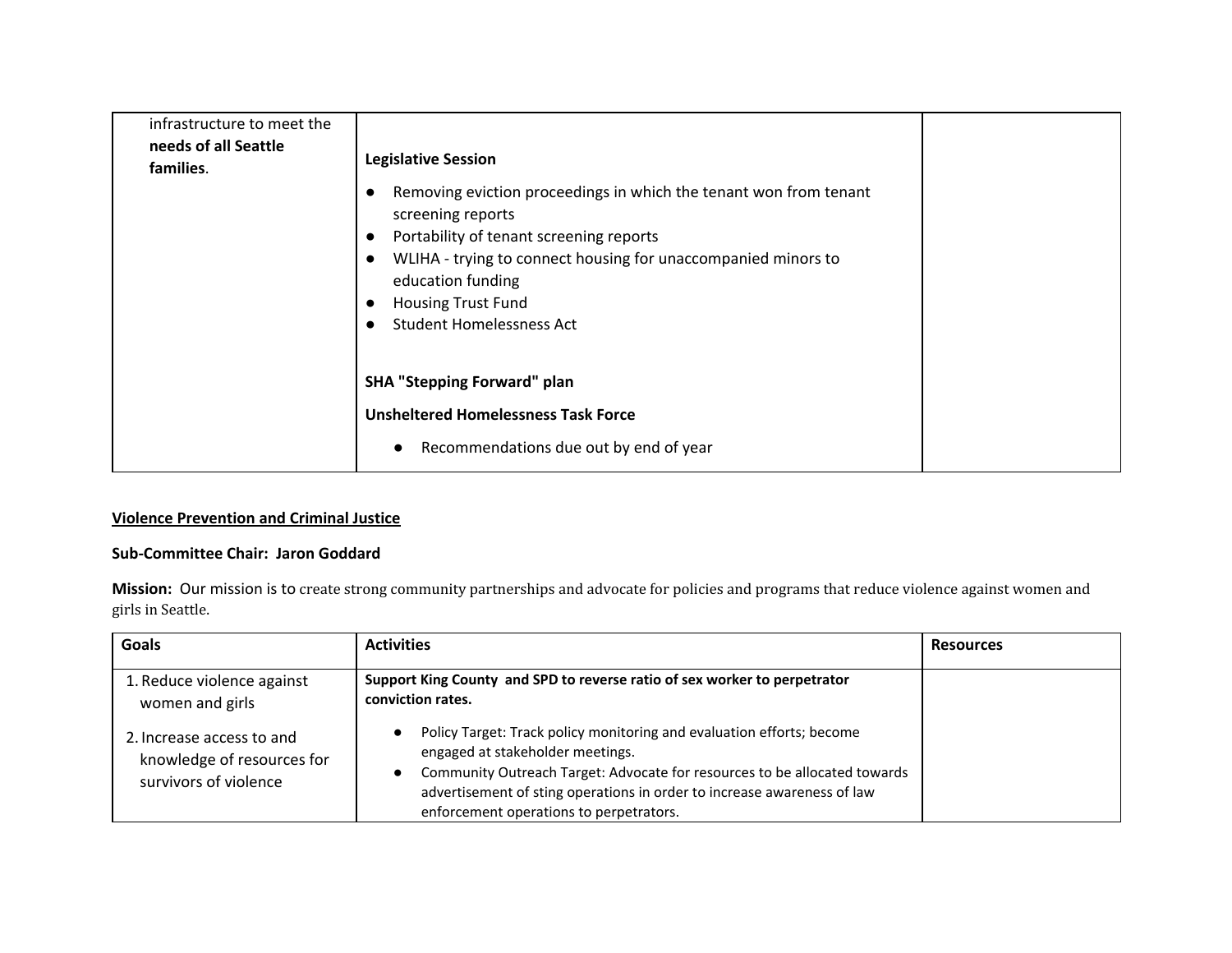| | | |
|---|---|---|
| infrastructure to meet the **needs of all Seattle families**. | **Legislative Session**<br>● Removing eviction proceedings in which the tenant won from tenant screening reports<br>● Portability of tenant screening reports<br>● WLIHA - trying to connect housing for unaccompanied minors to education funding<br>● Housing Trust Fund<br>● Student Homelessness Act<br><br>**SHA "Stepping Forward" plan**<br><br>**Unsheltered Homelessness Task Force**<br>● Recommendations due out by end of year | |

**Violence Prevention and Criminal Justice**

**Sub-Committee Chair: Jaron Goddard**

**Mission:** Our mission is to create strong community partnerships and advocate for policies and programs that reduce violence against women and girls in Seattle.

| Goals | Activities | Resources |
|---|---|---|
| 1. Reduce violence against women and girls<br>2. Increase access to and knowledge of resources for survivors of violence | **Support King County and SPD to reverse ratio of sex worker to perpetrator conviction rates.**<br>● Policy Target: Track policy monitoring and evaluation efforts; become engaged at stakeholder meetings.<br>● Community Outreach Target: Advocate for resources to be allocated towards advertisement of sting operations in order to increase awareness of law enforcement operations to perpetrators. | |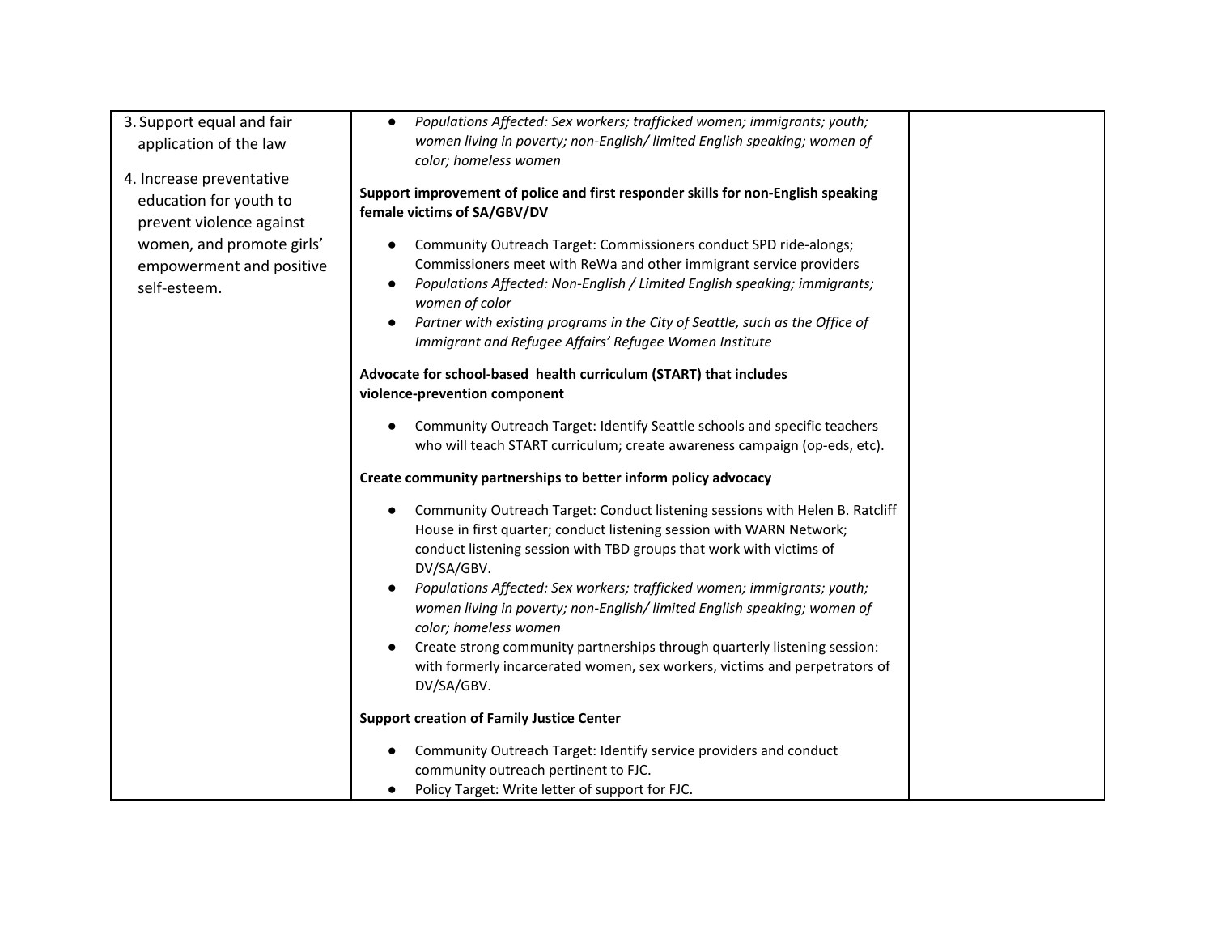| | | |
|---|---|---|
| 3. Support equal and fair application of the law<br><br>4. Increase preventative education for youth to prevent violence against women, and promote girls' empowerment and positive self-esteem. | • *Populations Affected: Sex workers; trafficked women; immigrants; youth; women living in poverty; non-English/ limited English speaking; women of color; homeless women*<br><br>**Support improvement of police and first responder skills for non-English speaking female victims of SA/GBV/DV**<br><br>• Community Outreach Target: Commissioners conduct SPD ride-alongs; Commissioners meet with ReWa and other immigrant service providers<br>• *Populations Affected: Non-English / Limited English speaking; immigrants; women of color*<br>• *Partner with existing programs in the City of Seattle, such as the Office of Immigrant and Refugee Affairs' Refugee Women Institute*<br><br>**Advocate for school-based health curriculum (START) that includes violence-prevention component**<br><br>• Community Outreach Target: Identify Seattle schools and specific teachers who will teach START curriculum; create awareness campaign (op-eds, etc).<br><br>**Create community partnerships to better inform policy advocacy**<br><br>• Community Outreach Target: Conduct listening sessions with Helen B. Ratcliff House in first quarter; conduct listening session with WARN Network; conduct listening session with TBD groups that work with victims of DV/SA/GBV.<br>• *Populations Affected: Sex workers; trafficked women; immigrants; youth; women living in poverty; non-English/ limited English speaking; women of color; homeless women*<br>• Create strong community partnerships through quarterly listening session: with formerly incarcerated women, sex workers, victims and perpetrators of DV/SA/GBV.<br><br>**Support creation of Family Justice Center**<br><br>• Community Outreach Target: Identify service providers and conduct community outreach pertinent to FJC.<br>• Policy Target: Write letter of support for FJC. | |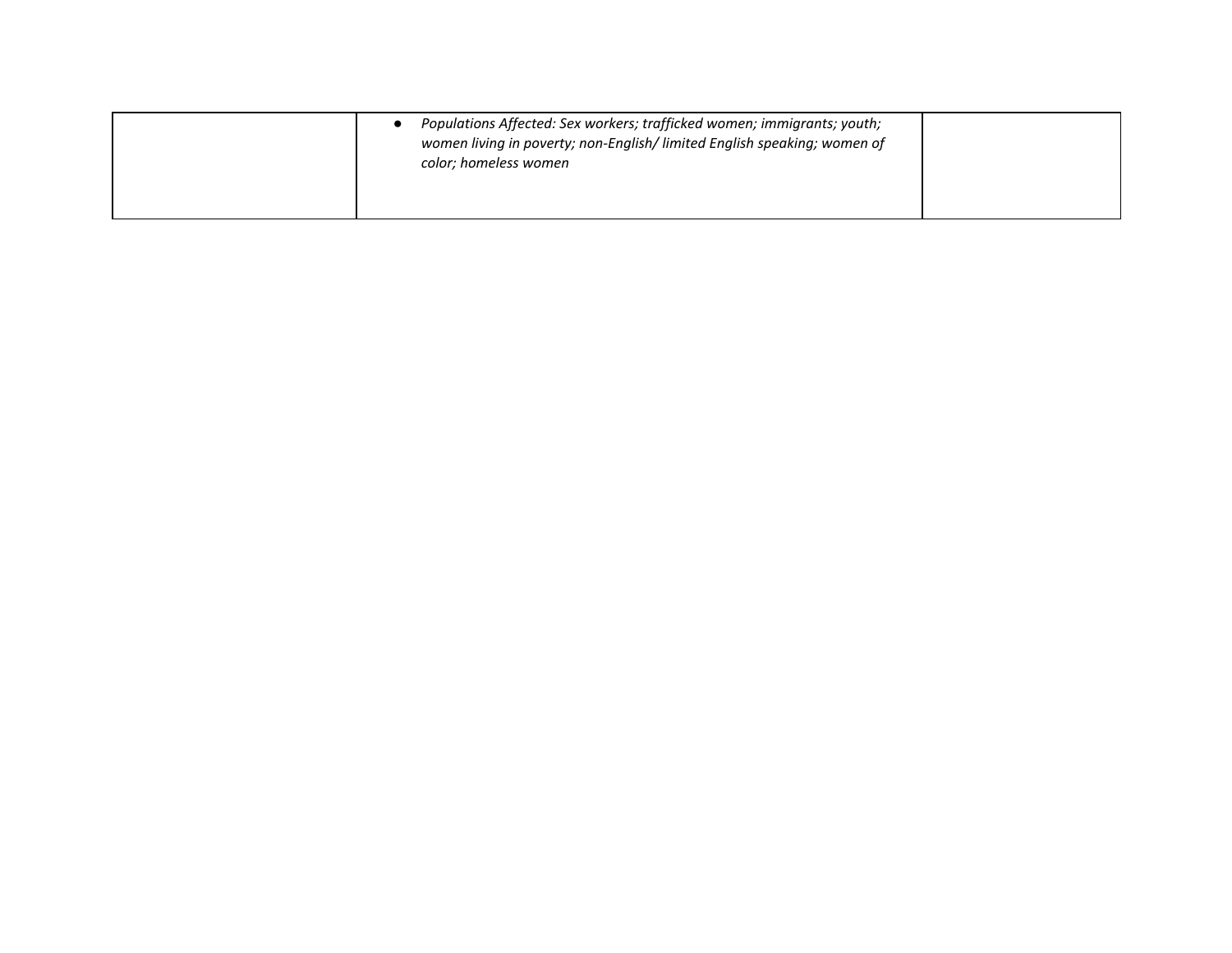| | | |
|---|---|---|
| | • *Populations Affected: Sex workers; trafficked women; immigrants; youth; women living in poverty; non-English/ limited English speaking; women of color; homeless women* | |